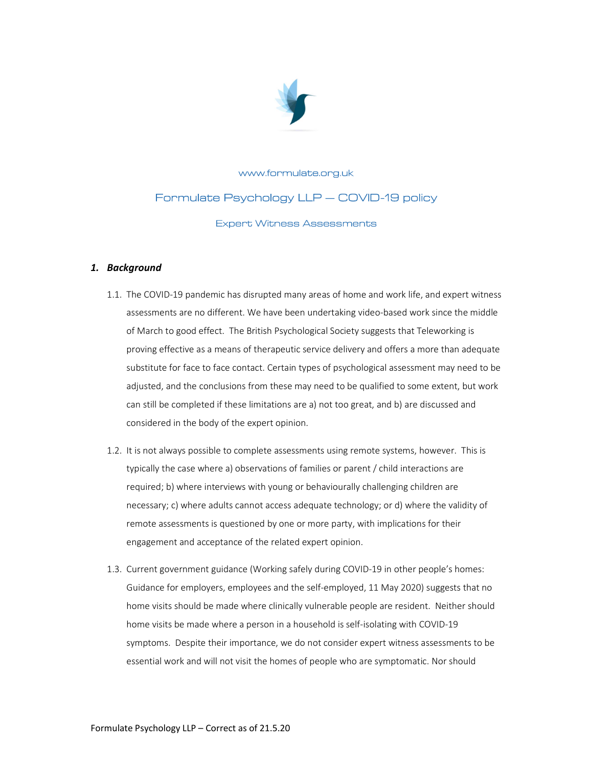www.formulate.org.uk

# Formulate Psychology LLP – COVID-19 policy

## Expert Witness Assessments

### *1. Background*

1.1. The COVID-19 pandemic has disrupted many areas of home and work life, and expert witness assessments are no different. We have been undertaking video-based work since the middle of March to good effect. The British Psychological Society suggests that Teleworking is proving effective as a means of therapeutic service delivery and offers a more than adequate substitute for face to face contact. Certain types of psychological assessment may need to be adjusted, and the conclusions from these may need to be qualified to some extent, but work can still be completed if these limitations are a) not too great, and b) are discussed and considered in the body of the expert opinion.

1.2. It is not always possible to complete assessments using remote systems, however. This is typically the case where a) observations of families or parent / child interactions are required; b) where interviews with young or behaviourally challenging children are necessary; c) where adults cannot access adequate technology; or d) where the validity of remote assessments is questioned by one or more party, with implications for their engagement and acceptance of the related expert opinion.

1.3. Current government guidance (Working safely during COVID-19 in other people's homes: Guidance for employers, employees and the self-employed, 11 May 2020) suggests that no home visits should be made where clinically vulnerable people are resident. Neither should home visits be made where a person in a household is self-isolating with COVID-19 symptoms. Despite their importance, we do not consider expert witness assessments to be essential work and will not visit the homes of people who are symptomatic. Nor should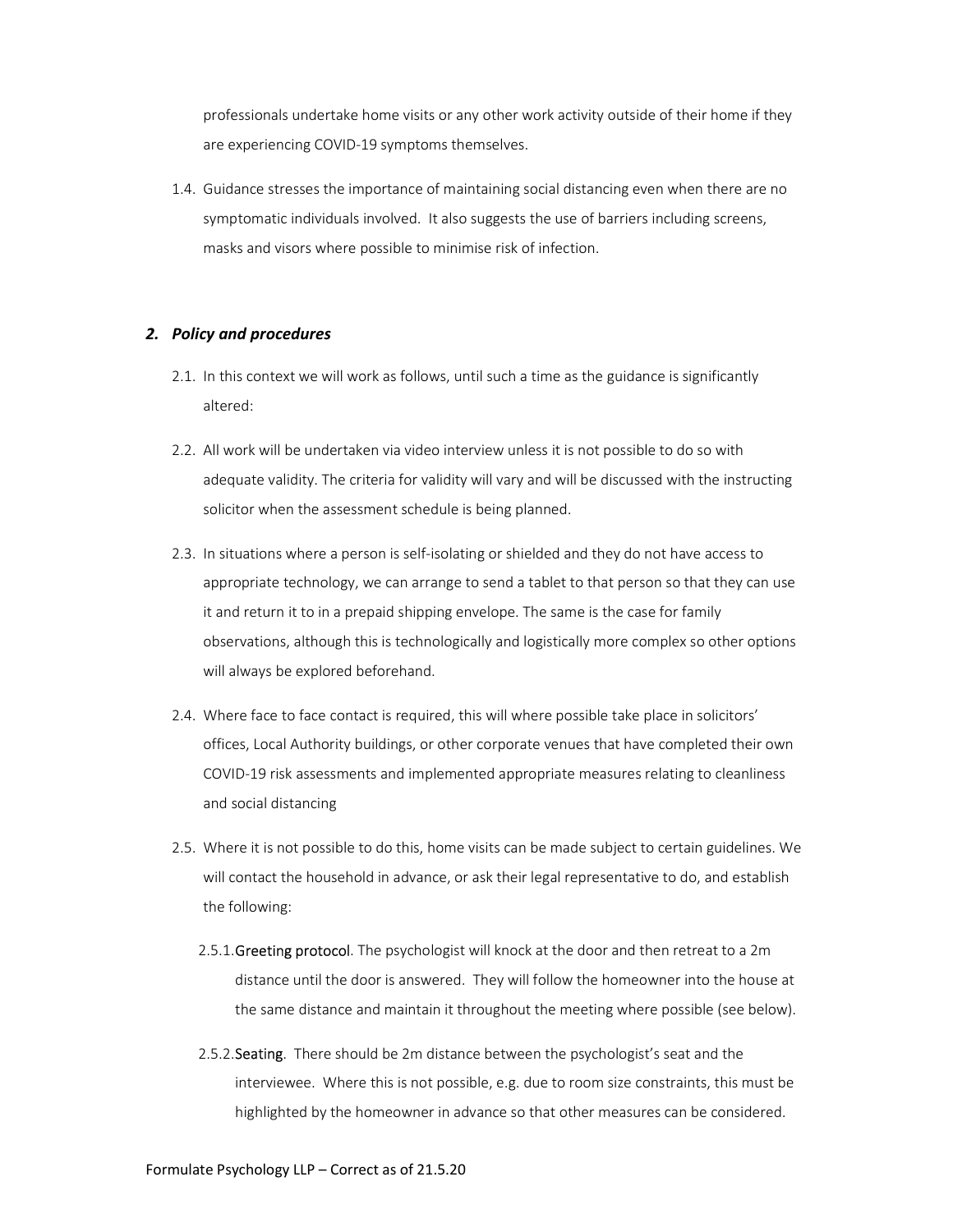professionals undertake home visits or any other work activity outside of their home if they are experiencing COVID-19 symptoms themselves.

1.4. Guidance stresses the importance of maintaining social distancing even when there are no symptomatic individuals involved. It also suggests the use of barriers including screens, masks and visors where possible to minimise risk of infection.

## *2. Policy and procedures*

2.1. In this context we will work as follows, until such a time as the guidance is significantly altered:

2.2. All work will be undertaken via video interview unless it is not possible to do so with adequate validity. The criteria for validity will vary and will be discussed with the instructing solicitor when the assessment schedule is being planned.

2.3. In situations where a person is self-isolating or shielded and they do not have access to appropriate technology, we can arrange to send a tablet to that person so that they can use it and return it to in a prepaid shipping envelope. The same is the case for family observations, although this is technologically and logistically more complex so other options will always be explored beforehand.

2.4. Where face to face contact is required, this will where possible take place in solicitors' offices, Local Authority buildings, or other corporate venues that have completed their own COVID-19 risk assessments and implemented appropriate measures relating to cleanliness and social distancing

2.5. Where it is not possible to do this, home visits can be made subject to certain guidelines. We will contact the household in advance, or ask their legal representative to do, and establish the following:

2.5.1. Greeting protocol. The psychologist will knock at the door and then retreat to a 2m distance until the door is answered. They will follow the homeowner into the house at the same distance and maintain it throughout the meeting where possible (see below).

2.5.2. Seating. There should be 2m distance between the psychologist's seat and the interviewee. Where this is not possible, e.g. due to room size constraints, this must be highlighted by the homeowner in advance so that other measures can be considered.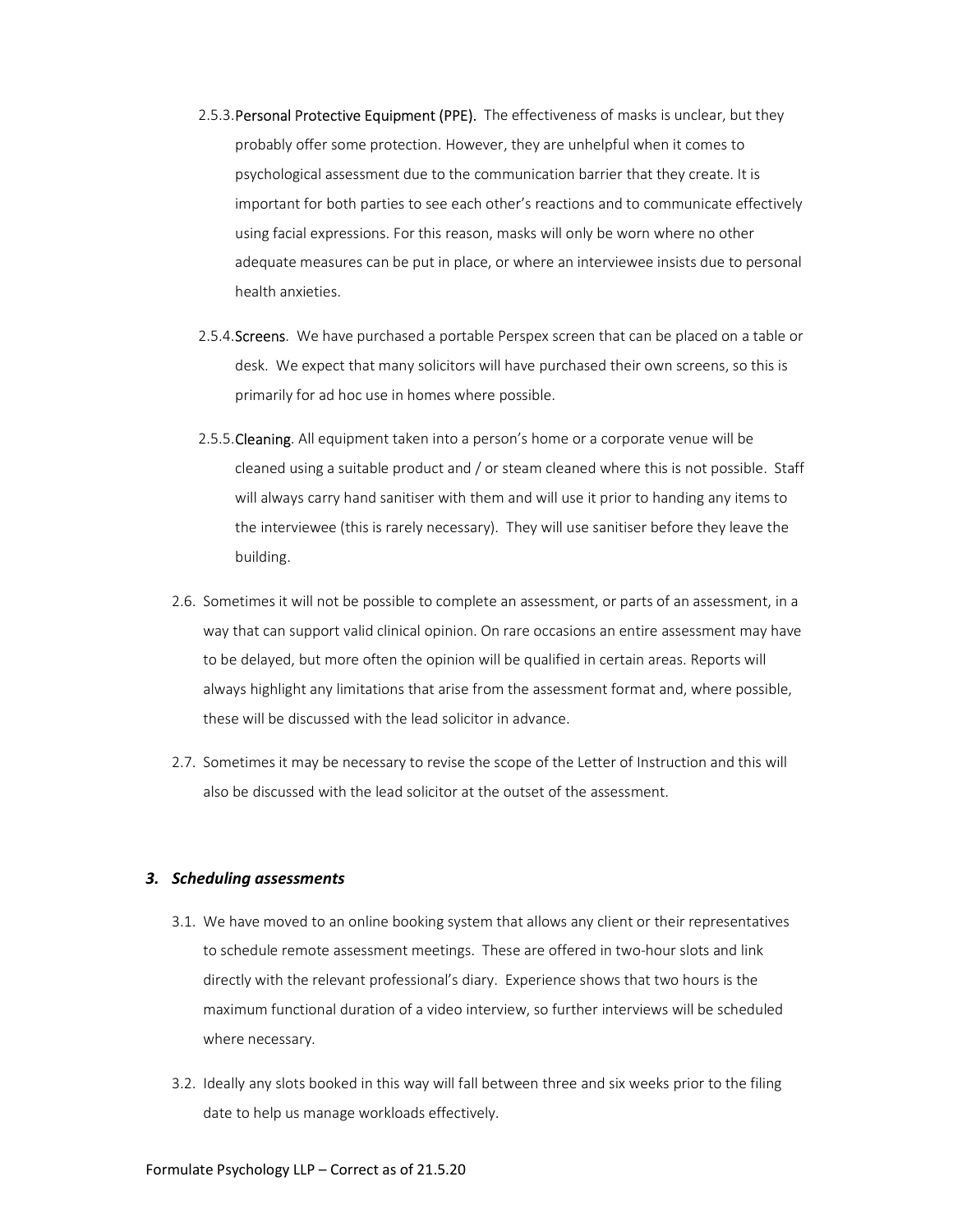2.5.3. **Personal Protective Equipment (PPE).** The effectiveness of masks is unclear, but they probably offer some protection. However, they are unhelpful when it comes to psychological assessment due to the communication barrier that they create. It is important for both parties to see each other's reactions and to communicate effectively using facial expressions. For this reason, masks will only be worn where no other adequate measures can be put in place, or where an interviewee insists due to personal health anxieties.

2.5.4. **Screens**. We have purchased a portable Perspex screen that can be placed on a table or desk. We expect that many solicitors will have purchased their own screens, so this is primarily for ad hoc use in homes where possible.

2.5.5. **Cleaning**. All equipment taken into a person's home or a corporate venue will be cleaned using a suitable product and / or steam cleaned where this is not possible. Staff will always carry hand sanitiser with them and will use it prior to handing any items to the interviewee (this is rarely necessary). They will use sanitiser before they leave the building.

2.6. Sometimes it will not be possible to complete an assessment, or parts of an assessment, in a way that can support valid clinical opinion. On rare occasions an entire assessment may have to be delayed, but more often the opinion will be qualified in certain areas. Reports will always highlight any limitations that arise from the assessment format and, where possible, these will be discussed with the lead solicitor in advance.

2.7. Sometimes it may be necessary to revise the scope of the Letter of Instruction and this will also be discussed with the lead solicitor at the outset of the assessment.

### *3. Scheduling assessments*

3.1. We have moved to an online booking system that allows any client or their representatives to schedule remote assessment meetings. These are offered in two-hour slots and link directly with the relevant professional's diary. Experience shows that two hours is the maximum functional duration of a video interview, so further interviews will be scheduled where necessary.

3.2. Ideally any slots booked in this way will fall between three and six weeks prior to the filing date to help us manage workloads effectively.

Formulate Psychology LLP – Correct as of 21.5.20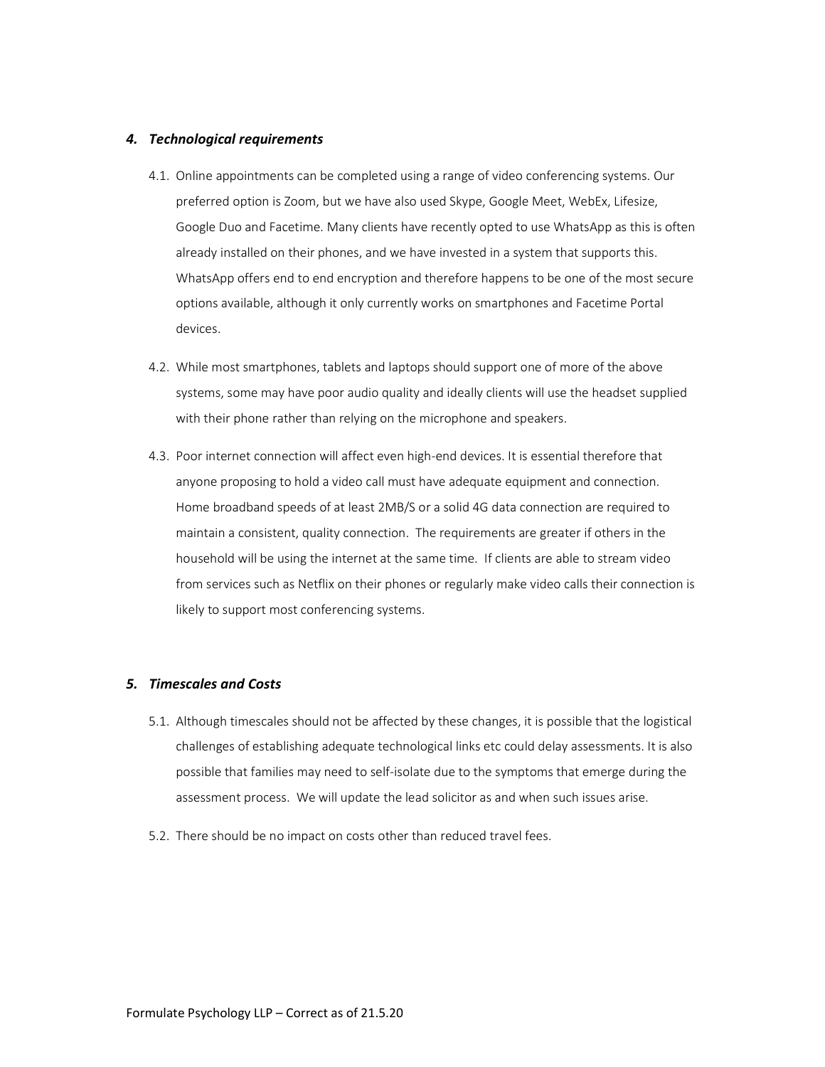### *4. Technological requirements*

4.1. Online appointments can be completed using a range of video conferencing systems. Our preferred option is Zoom, but we have also used Skype, Google Meet, WebEx, Lifesize, Google Duo and Facetime. Many clients have recently opted to use WhatsApp as this is often already installed on their phones, and we have invested in a system that supports this. WhatsApp offers end to end encryption and therefore happens to be one of the most secure options available, although it only currently works on smartphones and Facetime Portal devices.

4.2. While most smartphones, tablets and laptops should support one of more of the above systems, some may have poor audio quality and ideally clients will use the headset supplied with their phone rather than relying on the microphone and speakers.

4.3. Poor internet connection will affect even high-end devices. It is essential therefore that anyone proposing to hold a video call must have adequate equipment and connection. Home broadband speeds of at least 2MB/S or a solid 4G data connection are required to maintain a consistent, quality connection. The requirements are greater if others in the household will be using the internet at the same time. If clients are able to stream video from services such as Netflix on their phones or regularly make video calls their connection is likely to support most conferencing systems.

### *5. Timescales and Costs*

5.1. Although timescales should not be affected by these changes, it is possible that the logistical challenges of establishing adequate technological links etc could delay assessments. It is also possible that families may need to self-isolate due to the symptoms that emerge during the assessment process. We will update the lead solicitor as and when such issues arise.

5.2. There should be no impact on costs other than reduced travel fees.